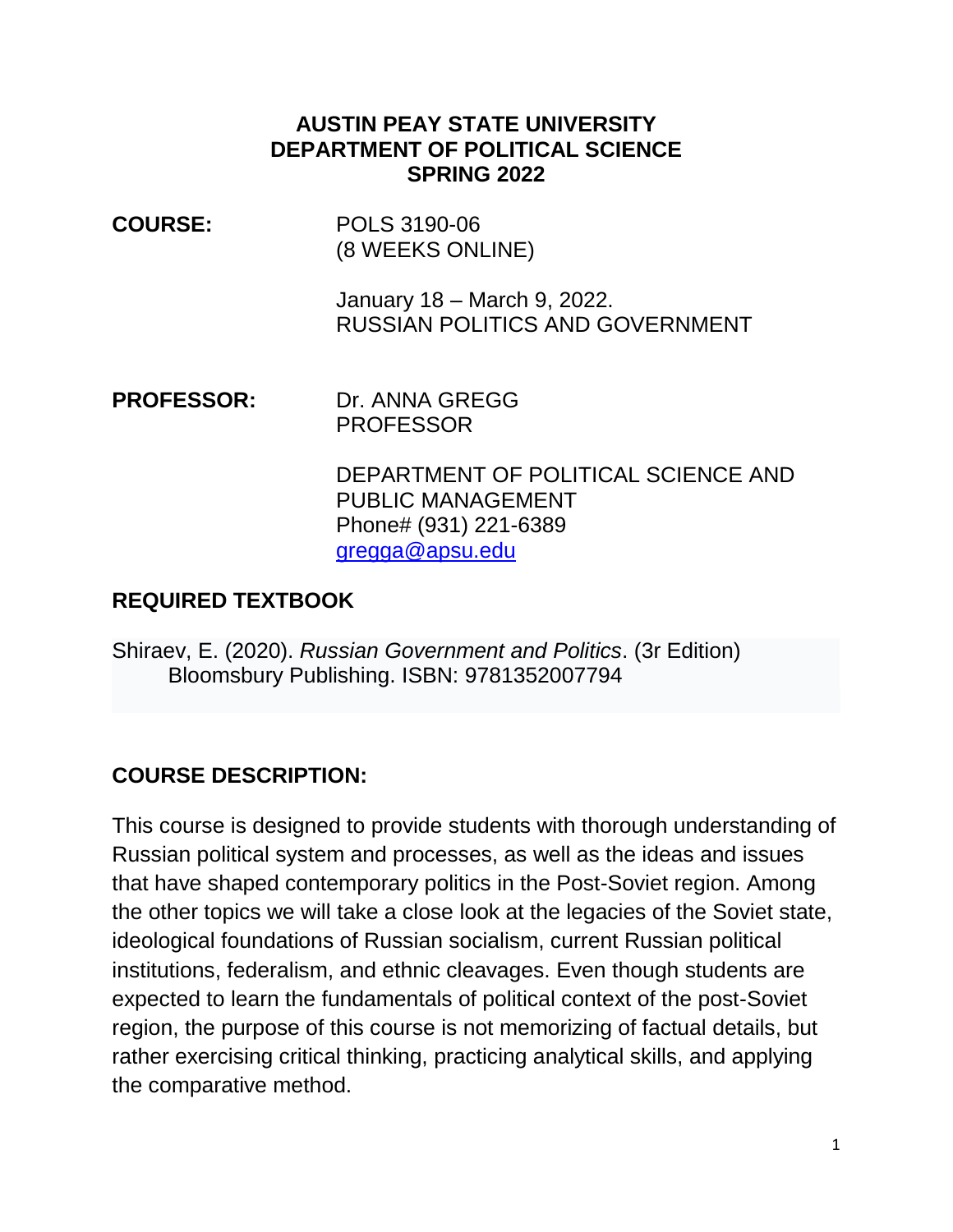**AUSTIN PEAY STATE UNIVERSITY**
**DEPARTMENT OF POLITICAL SCIENCE**
**SPRING 2022**

**COURSE:** POLS 3190-06
(8 WEEKS ONLINE)

January 18 – March 9, 2022.
RUSSIAN POLITICS AND GOVERNMENT

**PROFESSOR:** Dr. ANNA GREGG
PROFESSOR

DEPARTMENT OF POLITICAL SCIENCE AND PUBLIC MANAGEMENT
Phone# (931) 221-6389
gregga@apsu.edu

## REQUIRED TEXTBOOK

Shiraev, E. (2020). *Russian Government and Politics*. (3r Edition) Bloomsbury Publishing. ISBN: 9781352007794

## COURSE DESCRIPTION:

This course is designed to provide students with thorough understanding of Russian political system and processes, as well as the ideas and issues that have shaped contemporary politics in the Post-Soviet region. Among the other topics we will take a close look at the legacies of the Soviet state, ideological foundations of Russian socialism, current Russian political institutions, federalism, and ethnic cleavages. Even though students are expected to learn the fundamentals of political context of the post-Soviet region, the purpose of this course is not memorizing of factual details, but rather exercising critical thinking, practicing analytical skills, and applying the comparative method.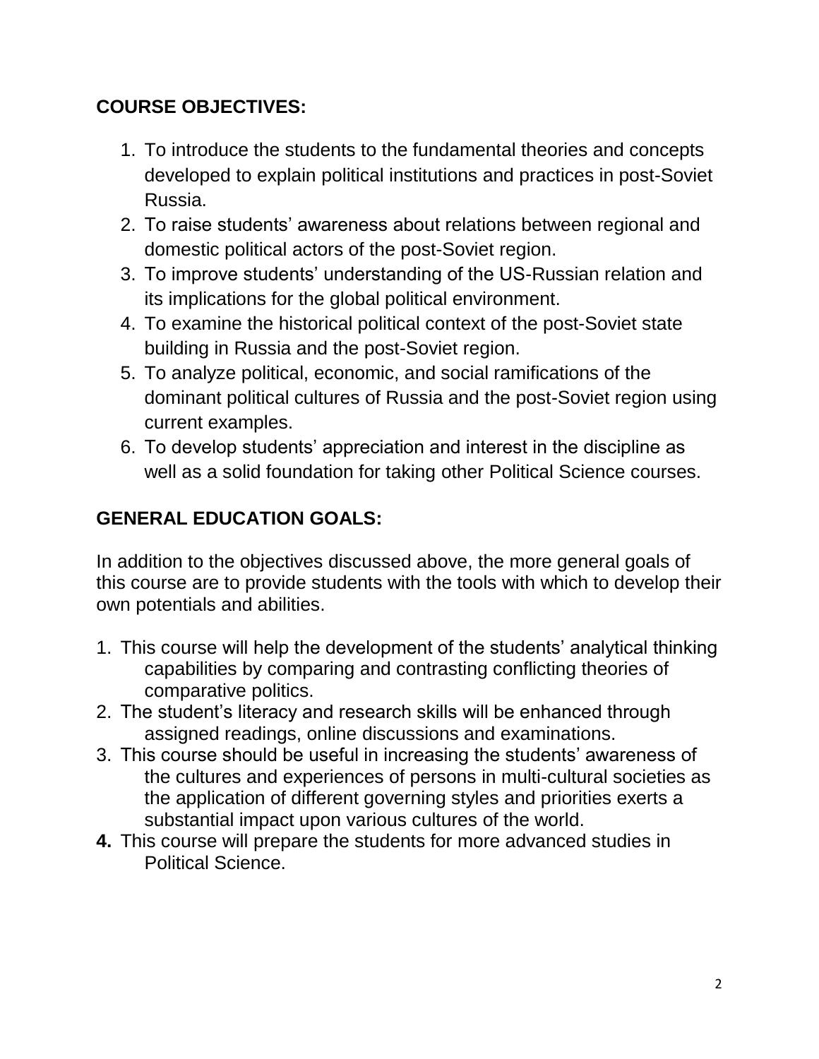**COURSE OBJECTIVES:**

1. To introduce the students to the fundamental theories and concepts developed to explain political institutions and practices in post-Soviet Russia.
2. To raise students' awareness about relations between regional and domestic political actors of the post-Soviet region.
3. To improve students' understanding of the US-Russian relation and its implications for the global political environment.
4. To examine the historical political context of the post-Soviet state building in Russia and the post-Soviet region.
5. To analyze political, economic, and social ramifications of the dominant political cultures of Russia and the post-Soviet region using current examples.
6. To develop students' appreciation and interest in the discipline as well as a solid foundation for taking other Political Science courses.

**GENERAL EDUCATION GOALS:**

In addition to the objectives discussed above, the more general goals of this course are to provide students with the tools with which to develop their own potentials and abilities.

1. This course will help the development of the students' analytical thinking capabilities by comparing and contrasting conflicting theories of comparative politics.
2. The student's literacy and research skills will be enhanced through assigned readings, online discussions and examinations.
3. This course should be useful in increasing the students' awareness of the cultures and experiences of persons in multi-cultural societies as the application of different governing styles and priorities exerts a substantial impact upon various cultures of the world.
4. This course will prepare the students for more advanced studies in Political Science.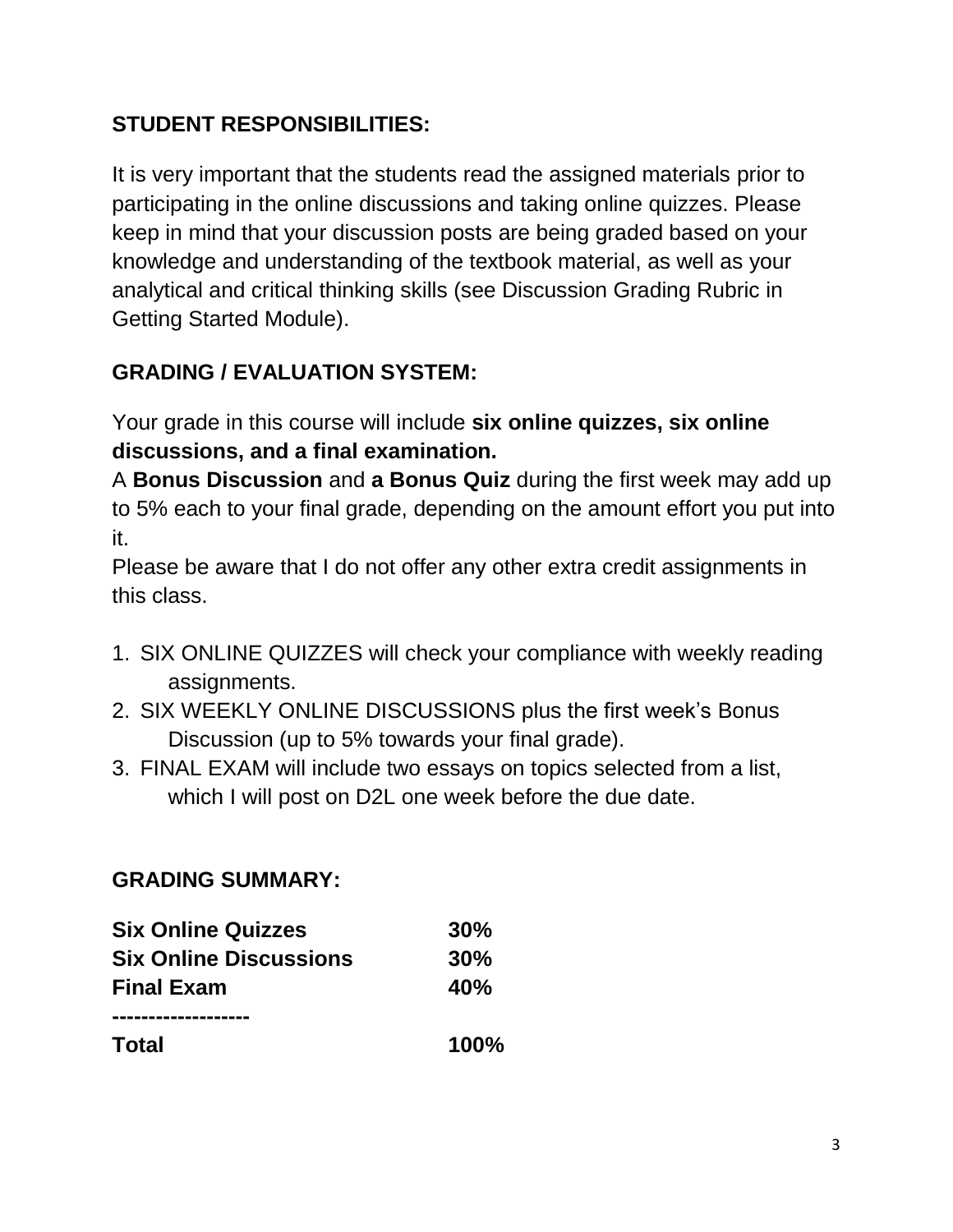## STUDENT RESPONSIBILITIES:

It is very important that the students read the assigned materials prior to participating in the online discussions and taking online quizzes. Please keep in mind that your discussion posts are being graded based on your knowledge and understanding of the textbook material, as well as your analytical and critical thinking skills (see Discussion Grading Rubric in Getting Started Module).

## GRADING / EVALUATION SYSTEM:

Your grade in this course will include **six online quizzes, six online discussions, and a final examination.**

A **Bonus Discussion** and **a Bonus Quiz** during the first week may add up to 5% each to your final grade, depending on the amount effort you put into it.

Please be aware that I do not offer any other extra credit assignments in this class.

1. SIX ONLINE QUIZZES will check your compliance with weekly reading assignments.
2. SIX WEEKLY ONLINE DISCUSSIONS plus the first week's Bonus Discussion (up to 5% towards your final grade).
3. FINAL EXAM will include two essays on topics selected from a list, which I will post on D2L one week before the due date.

## GRADING SUMMARY:

| | |
|---|---|
| **Six Online Quizzes** | **30%** |
| **Six Online Discussions** | **30%** |
| **Final Exam** | **40%** |
| **-------------------** | |
| **Total** | **100%** |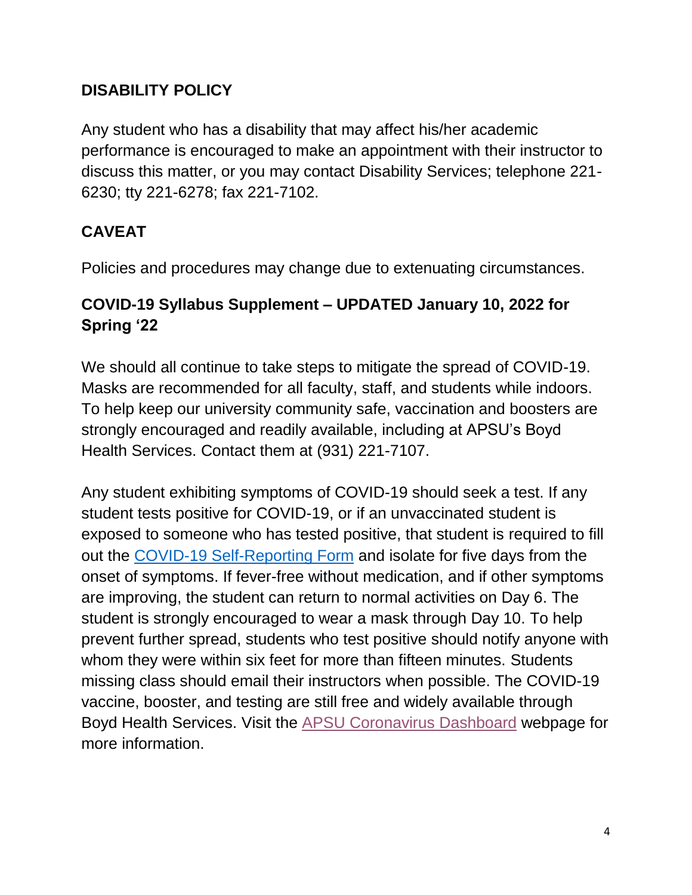## DISABILITY POLICY

Any student who has a disability that may affect his/her academic performance is encouraged to make an appointment with their instructor to discuss this matter, or you may contact Disability Services; telephone 221-6230; tty 221-6278; fax 221-7102.

## CAVEAT

Policies and procedures may change due to extenuating circumstances.

## COVID-19 Syllabus Supplement – UPDATED January 10, 2022 for Spring '22

We should all continue to take steps to mitigate the spread of COVID-19. Masks are recommended for all faculty, staff, and students while indoors. To help keep our university community safe, vaccination and boosters are strongly encouraged and readily available, including at APSU's Boyd Health Services. Contact them at (931) 221-7107.

Any student exhibiting symptoms of COVID-19 should seek a test. If any student tests positive for COVID-19, or if an unvaccinated student is exposed to someone who has tested positive, that student is required to fill out the COVID-19 Self-Reporting Form and isolate for five days from the onset of symptoms. If fever-free without medication, and if other symptoms are improving, the student can return to normal activities on Day 6. The student is strongly encouraged to wear a mask through Day 10. To help prevent further spread, students who test positive should notify anyone with whom they were within six feet for more than fifteen minutes. Students missing class should email their instructors when possible. The COVID-19 vaccine, booster, and testing are still free and widely available through Boyd Health Services. Visit the APSU Coronavirus Dashboard webpage for more information.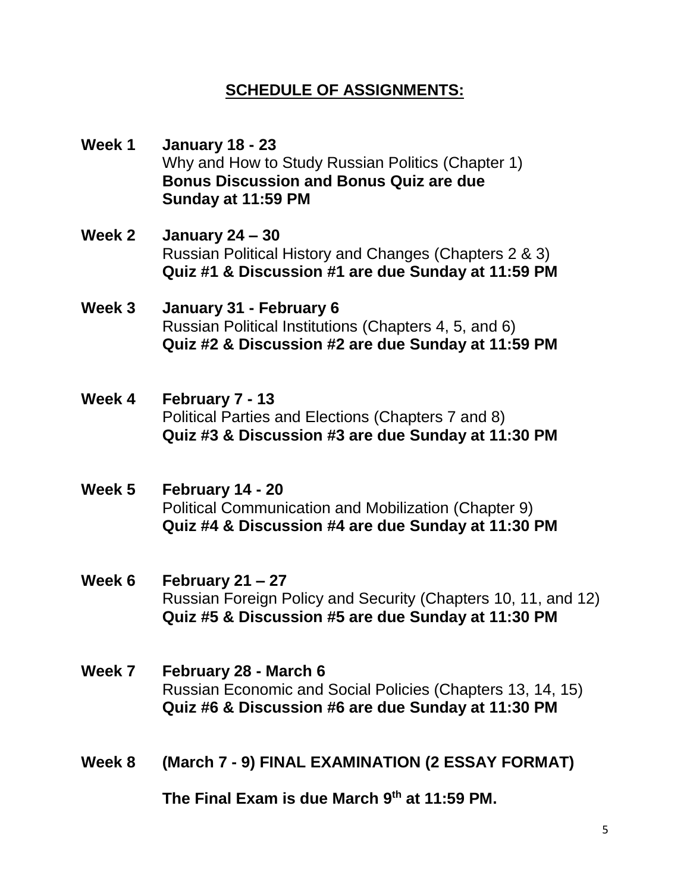## SCHEDULE OF ASSIGNMENTS:

**Week 1** **January 18 - 23**
Why and How to Study Russian Politics (Chapter 1)
**Bonus Discussion and Bonus Quiz are due Sunday at 11:59 PM**

**Week 2** **January 24 – 30**
Russian Political History and Changes (Chapters 2 & 3)
**Quiz #1 & Discussion #1 are due Sunday at 11:59 PM**

**Week 3** **January 31 - February 6**
Russian Political Institutions (Chapters 4, 5, and 6)
**Quiz #2 & Discussion #2 are due Sunday at 11:59 PM**

**Week 4** **February 7 - 13**
Political Parties and Elections (Chapters 7 and 8)
**Quiz #3 & Discussion #3 are due Sunday at 11:30 PM**

**Week 5** **February 14 - 20**
Political Communication and Mobilization (Chapter 9)
**Quiz #4 & Discussion #4 are due Sunday at 11:30 PM**

**Week 6** **February 21 – 27**
Russian Foreign Policy and Security (Chapters 10, 11, and 12)
**Quiz #5 & Discussion #5 are due Sunday at 11:30 PM**

**Week 7** **February 28 - March 6**
Russian Economic and Social Policies (Chapters 13, 14, 15)
**Quiz #6 & Discussion #6 are due Sunday at 11:30 PM**

**Week 8** **(March 7 - 9) FINAL EXAMINATION (2 ESSAY FORMAT)**

**The Final Exam is due March 9th at 11:59 PM.**